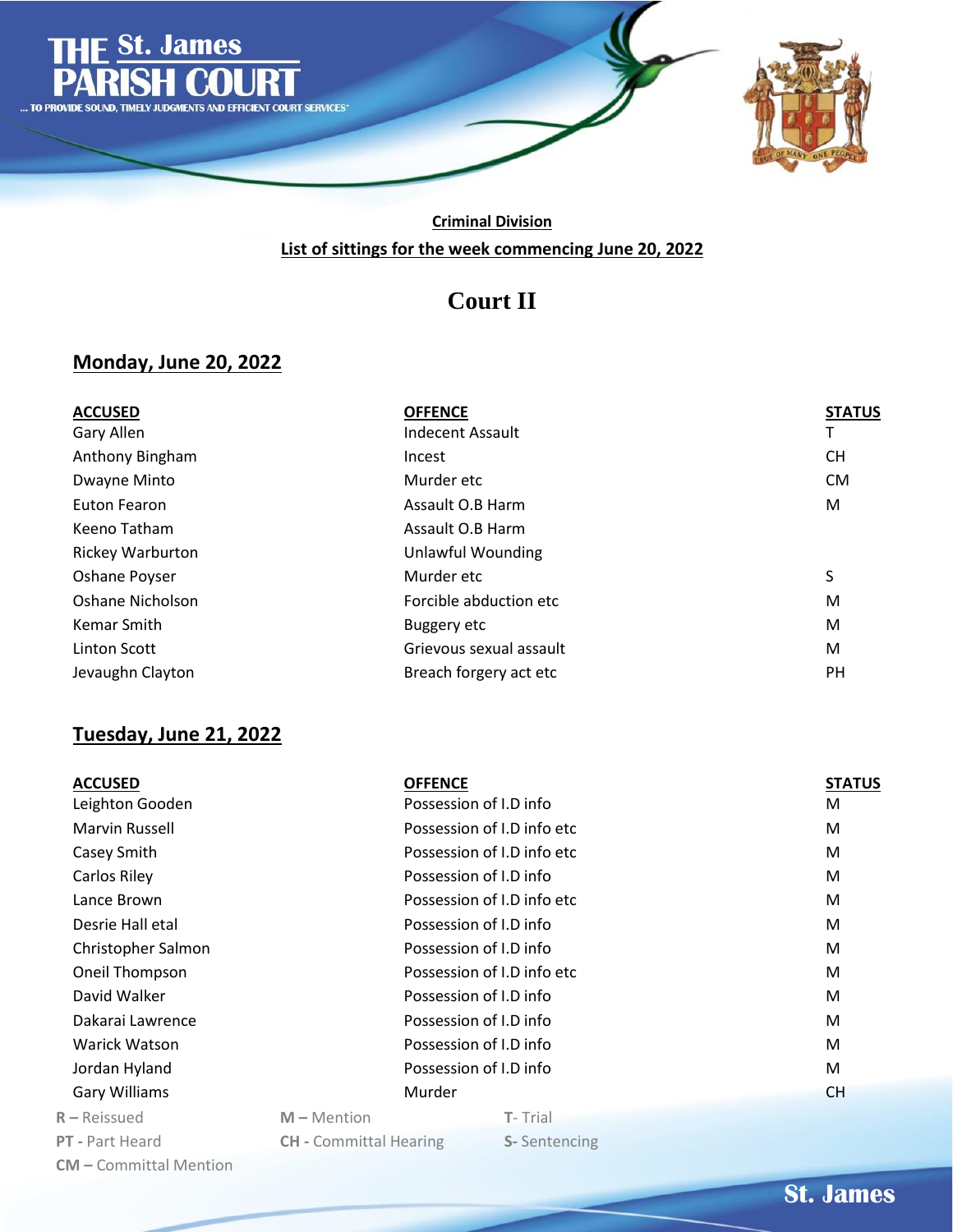# THE St. James PARISH COURT

... TO PROVIDE SOUND, TIMELY JUDGMENTS AND EFFICIENT COURT SERVICES"

**Criminal Division**

**List of sittings for the week commencing June 20, 2022**

## Court II

### Monday, June 20, 2022

| ACCUSED | OFFENCE | STATUS |
|---|---|---|
| Gary Allen | Indecent Assault | T |
| Anthony Bingham | Incest | CH |
| Dwayne Minto | Murder etc | CM |
| Euton Fearon | Assault O.B Harm | M |
| Keeno Tatham | Assault O.B Harm | |
| Rickey Warburton | Unlawful Wounding | |
| Oshane Poyser | Murder etc | S |
| Oshane Nicholson | Forcible abduction etc | M |
| Kemar Smith | Buggery etc | M |
| Linton Scott | Grievous sexual assault | M |
| Jevaughn Clayton | Breach forgery act etc | PH |

### Tuesday, June 21, 2022

| ACCUSED | OFFENCE | STATUS |
|---|---|---|
| Leighton Gooden | Possession of I.D info | M |
| Marvin Russell | Possession of I.D info etc | M |
| Casey Smith | Possession of I.D info etc | M |
| Carlos Riley | Possession of I.D info | M |
| Lance Brown | Possession of I.D info etc | M |
| Desrie Hall etal | Possession of I.D info | M |
| Christopher Salmon | Possession of I.D info | M |
| Oneil Thompson | Possession of I.D info etc | M |
| David Walker | Possession of I.D info | M |
| Dakarai Lawrence | Possession of I.D info | M |
| Warick Watson | Possession of I.D info | M |
| Jordan Hyland | Possession of I.D info | M |
| Gary Williams | Murder | CH |

**R** – Reissued  **M** – Mention  **T**- Trial
**PT** - Part Heard  **CH** - Committal Hearing  **S**- Sentencing
**CM** – Committal Mention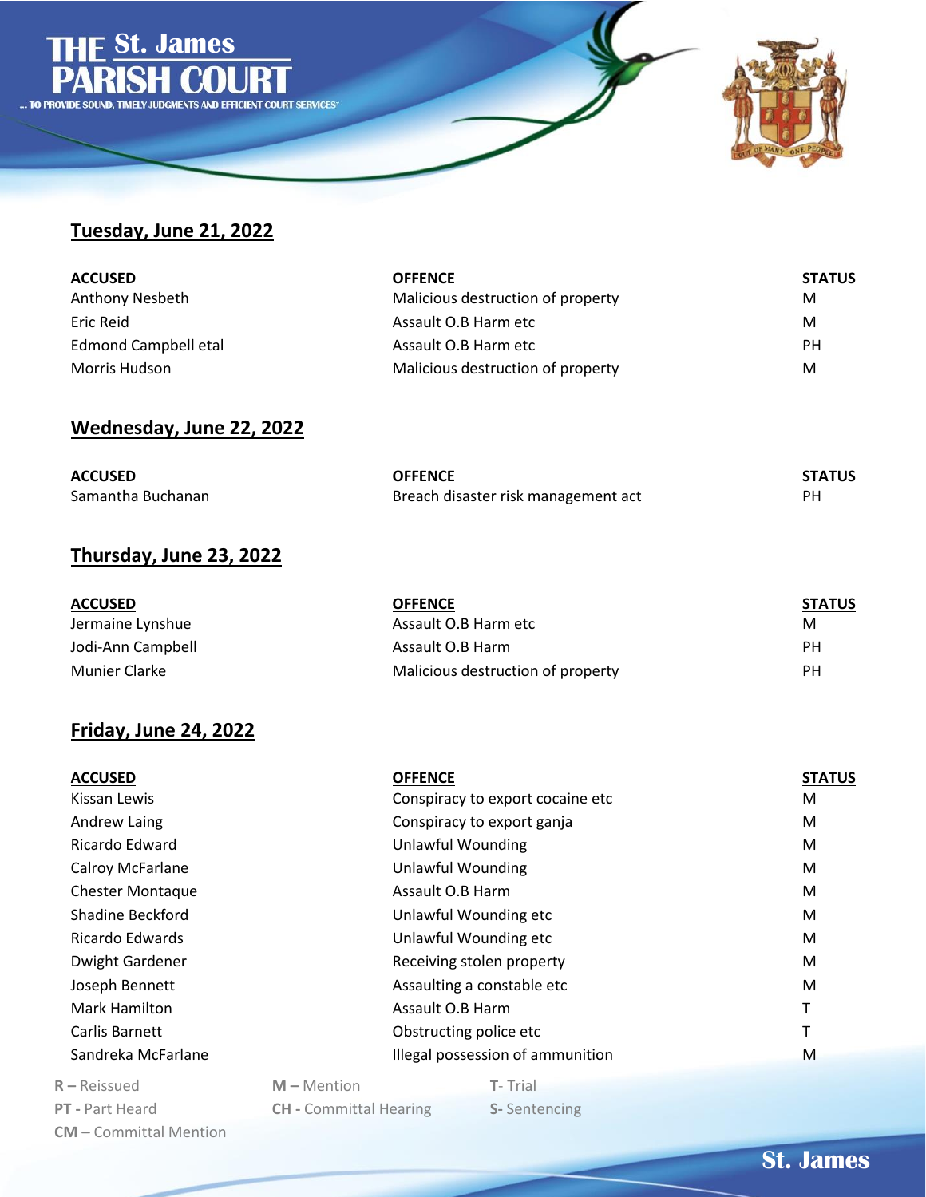## Tuesday, June 21, 2022

| ACCUSED | OFFENCE | STATUS |
|---|---|---|
| Anthony Nesbeth | Malicious destruction of property | M |
| Eric Reid | Assault O.B Harm etc | M |
| Edmond Campbell etal | Assault O.B Harm etc | PH |
| Morris Hudson | Malicious destruction of property | M |

## Wednesday, June 22, 2022

| ACCUSED | OFFENCE | STATUS |
|---|---|---|
| Samantha Buchanan | Breach disaster risk management act | PH |

## Thursday, June 23, 2022

| ACCUSED | OFFENCE | STATUS |
|---|---|---|
| Jermaine Lynshue | Assault O.B Harm etc | M |
| Jodi-Ann Campbell | Assault O.B Harm | PH |
| Munier Clarke | Malicious destruction of property | PH |

## Friday, June 24, 2022

| ACCUSED | OFFENCE | STATUS |
|---|---|---|
| Kissan Lewis | Conspiracy to export cocaine etc | M |
| Andrew Laing | Conspiracy to export ganja | M |
| Ricardo Edward | Unlawful Wounding | M |
| Calroy McFarlane | Unlawful Wounding | M |
| Chester Montaque | Assault O.B Harm | M |
| Shadine Beckford | Unlawful Wounding etc | M |
| Ricardo Edwards | Unlawful Wounding etc | M |
| Dwight Gardener | Receiving stolen property | M |
| Joseph Bennett | Assaulting a constable etc | M |
| Mark Hamilton | Assault O.B Harm | T |
| Carlis Barnett | Obstructing police etc | T |
| Sandreka McFarlane | Illegal possession of ammunition | M |

**R** – Reissued
**M** – Mention
**T**- Trial
**PT** - Part Heard
**CH** - Committal Hearing
**S**- Sentencing
**CM** – Committal Mention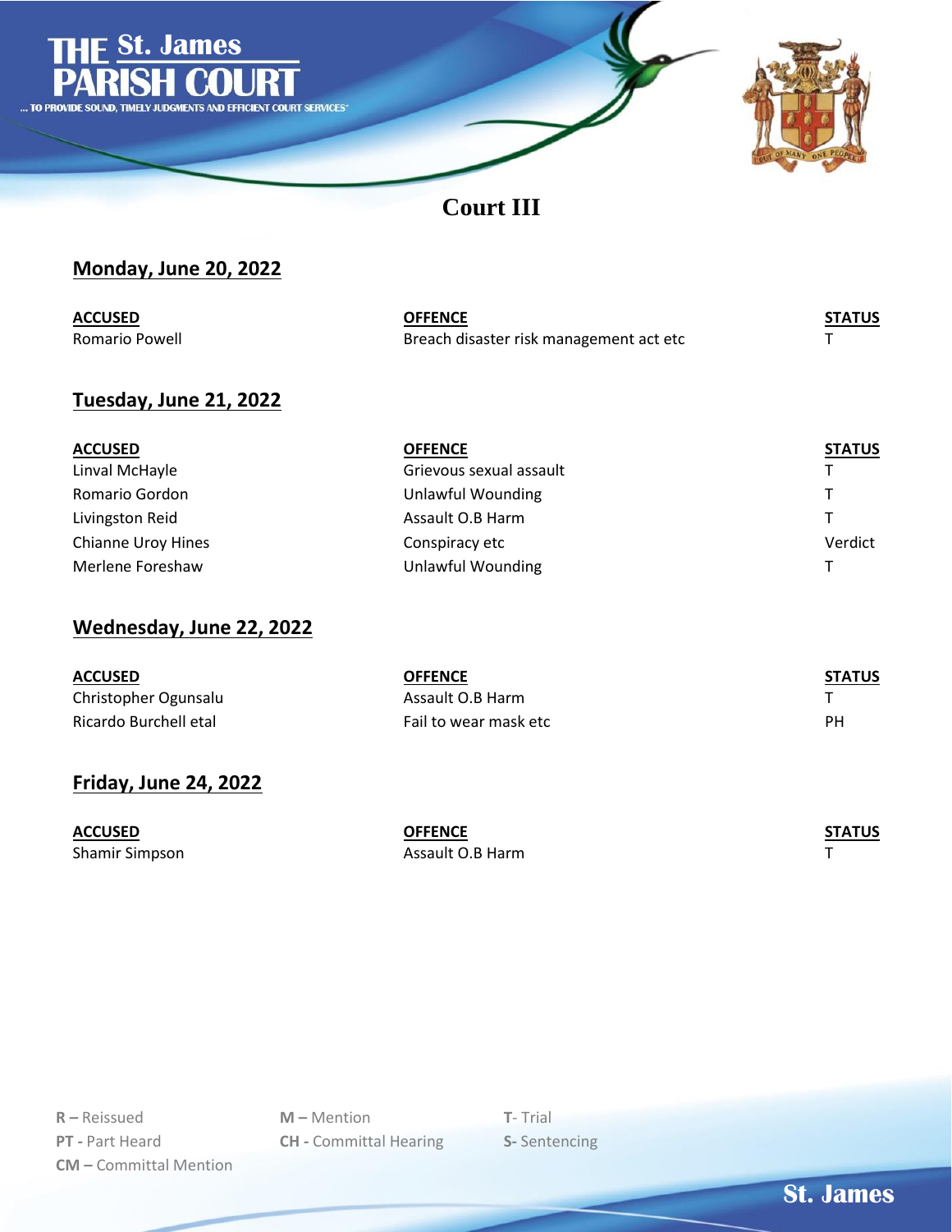# THE St. James PARISH COURT

... TO PROVIDE SOUND, TIMELY JUDGMENTS AND EFFICIENT COURT SERVICES"

## Court III

### Monday, June 20, 2022

| ACCUSED | OFFENCE | STATUS |
|---|---|---|
| Romario Powell | Breach disaster risk management act etc | T |

### Tuesday, June 21, 2022

| ACCUSED | OFFENCE | STATUS |
|---|---|---|
| Linval McHayle | Grievous sexual assault | T |
| Romario Gordon | Unlawful Wounding | T |
| Livingston Reid | Assault O.B Harm | T |
| Chianne Uroy Hines | Conspiracy etc | Verdict |
| Merlene Foreshaw | Unlawful Wounding | T |

### Wednesday, June 22, 2022

| ACCUSED | OFFENCE | STATUS |
|---|---|---|
| Christopher Ogunsalu | Assault O.B Harm | T |
| Ricardo Burchell etal | Fail to wear mask etc | PH |

### Friday, June 24, 2022

| ACCUSED | OFFENCE | STATUS |
|---|---|---|
| Shamir Simpson | Assault O.B Harm | T |

**R –** Reissued
**PT -** Part Heard
**CM –** Committal Mention
**M –** Mention
**CH -** Committal Hearing
**T**- Trial
**S-** Sentencing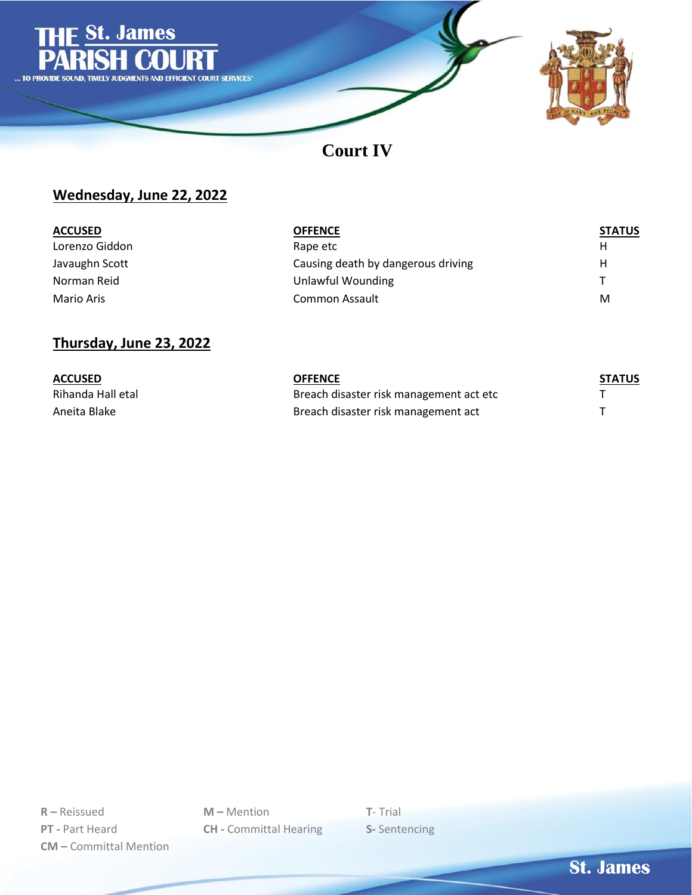# THE St. James PARISH COURT

... TO PROVIDE SOUND, TIMELY JUDGMENTS AND EFFICIENT COURT SERVICES"

## Court IV

### Wednesday, June 22, 2022

| ACCUSED | OFFENCE | STATUS |
|---|---|---|
| Lorenzo Giddon | Rape etc | H |
| Javaughn Scott | Causing death by dangerous driving | H |
| Norman Reid | Unlawful Wounding | T |
| Mario Aris | Common Assault | M |

### Thursday, June 23, 2022

| ACCUSED | OFFENCE | STATUS |
|---|---|---|
| Rihanda Hall etal | Breach disaster risk management act etc | T |
| Aneita Blake | Breach disaster risk management act | T |

**R –** Reissued
**PT -** Part Heard
**CM –** Committal Mention
**M –** Mention
**CH -** Committal Hearing
**T**- Trial
**S-** Sentencing